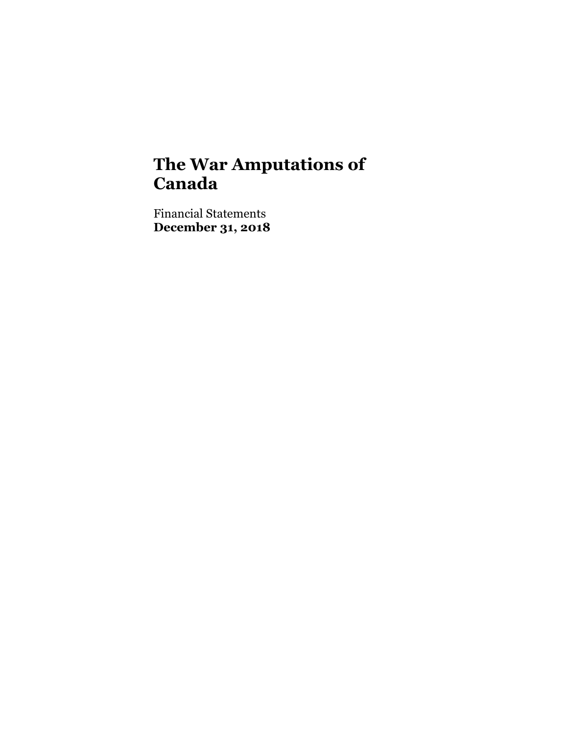# The War Amputations of Canada

Financial Statements
**December 31, 2018**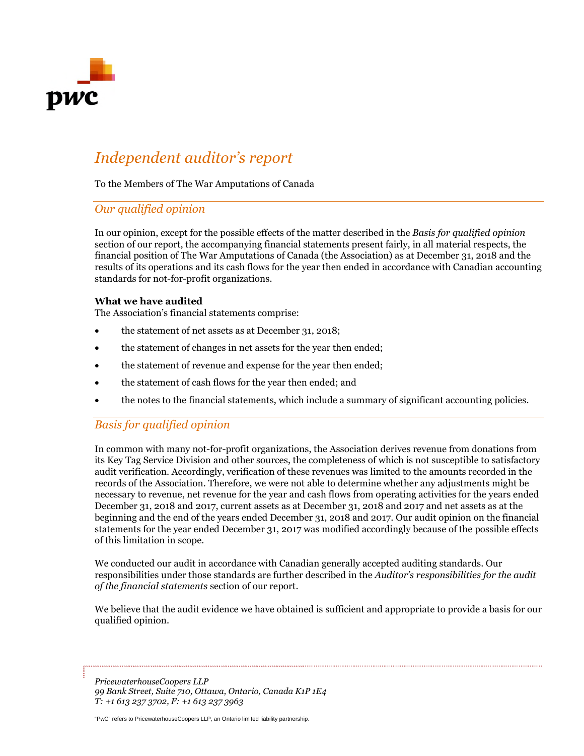# *Independent auditor's report*

To the Members of The War Amputations of Canada

## *Our qualified opinion*

In our opinion, except for the possible effects of the matter described in the *Basis for qualified opinion* section of our report, the accompanying financial statements present fairly, in all material respects, the financial position of The War Amputations of Canada (the Association) as at December 31, 2018 and the results of its operations and its cash flows for the year then ended in accordance with Canadian accounting standards for not-for-profit organizations.

**What we have audited**

The Association's financial statements comprise:

- the statement of net assets as at December 31, 2018;
- the statement of changes in net assets for the year then ended;
- the statement of revenue and expense for the year then ended;
- the statement of cash flows for the year then ended; and
- the notes to the financial statements, which include a summary of significant accounting policies.

## *Basis for qualified opinion*

In common with many not-for-profit organizations, the Association derives revenue from donations from its Key Tag Service Division and other sources, the completeness of which is not susceptible to satisfactory audit verification. Accordingly, verification of these revenues was limited to the amounts recorded in the records of the Association. Therefore, we were not able to determine whether any adjustments might be necessary to revenue, net revenue for the year and cash flows from operating activities for the years ended December 31, 2018 and 2017, current assets as at December 31, 2018 and 2017 and net assets as at the beginning and the end of the years ended December 31, 2018 and 2017. Our audit opinion on the financial statements for the year ended December 31, 2017 was modified accordingly because of the possible effects of this limitation in scope.

We conducted our audit in accordance with Canadian generally accepted auditing standards. Our responsibilities under those standards are further described in the *Auditor's responsibilities for the audit of the financial statements* section of our report.

We believe that the audit evidence we have obtained is sufficient and appropriate to provide a basis for our qualified opinion.

*PricewaterhouseCoopers LLP*
*99 Bank Street, Suite 710, Ottawa, Ontario, Canada K1P 1E4*
*T: +1 613 237 3702, F: +1 613 237 3963*

"PwC" refers to PricewaterhouseCoopers LLP, an Ontario limited liability partnership.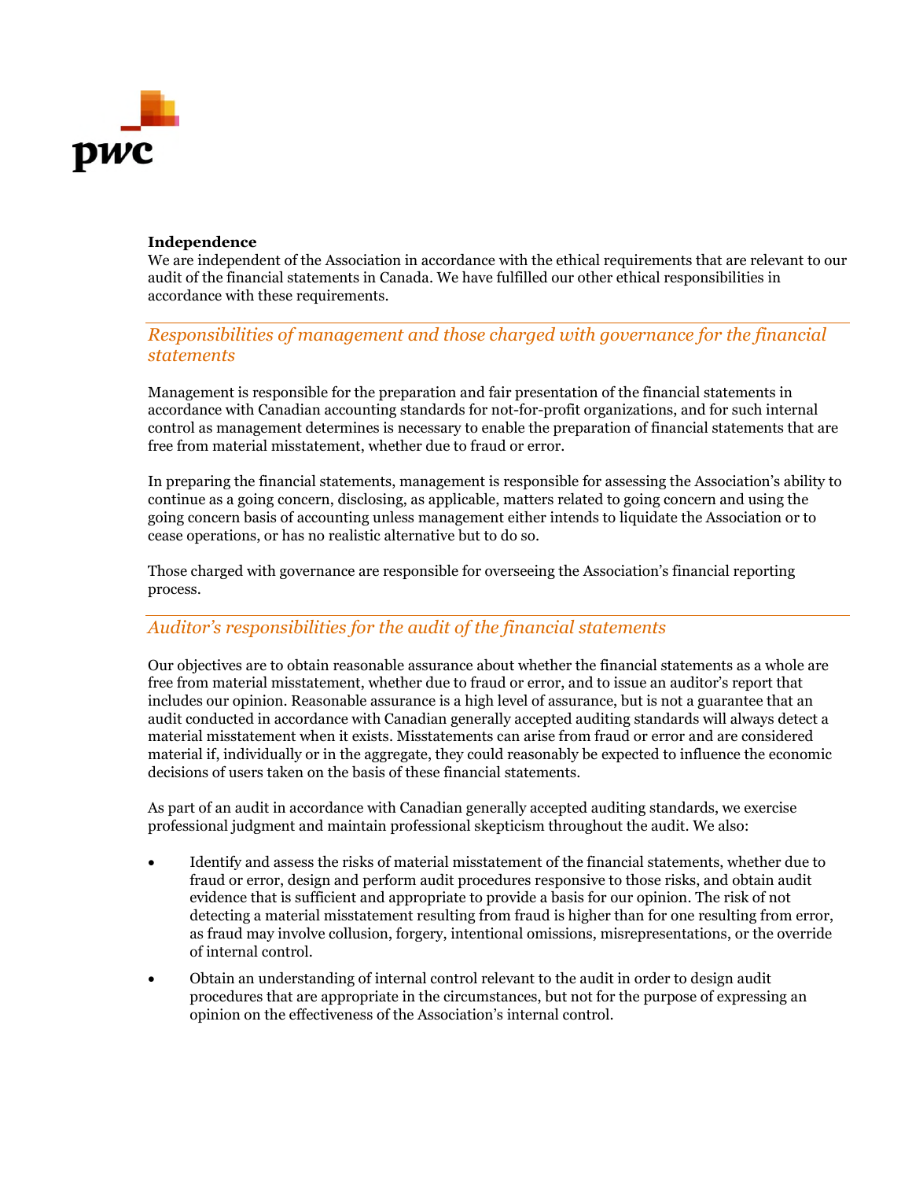**Independence**

We are independent of the Association in accordance with the ethical requirements that are relevant to our audit of the financial statements in Canada. We have fulfilled our other ethical responsibilities in accordance with these requirements.

## *Responsibilities of management and those charged with governance for the financial statements*

Management is responsible for the preparation and fair presentation of the financial statements in accordance with Canadian accounting standards for not-for-profit organizations, and for such internal control as management determines is necessary to enable the preparation of financial statements that are free from material misstatement, whether due to fraud or error.

In preparing the financial statements, management is responsible for assessing the Association's ability to continue as a going concern, disclosing, as applicable, matters related to going concern and using the going concern basis of accounting unless management either intends to liquidate the Association or to cease operations, or has no realistic alternative but to do so.

Those charged with governance are responsible for overseeing the Association's financial reporting process.

## *Auditor's responsibilities for the audit of the financial statements*

Our objectives are to obtain reasonable assurance about whether the financial statements as a whole are free from material misstatement, whether due to fraud or error, and to issue an auditor's report that includes our opinion. Reasonable assurance is a high level of assurance, but is not a guarantee that an audit conducted in accordance with Canadian generally accepted auditing standards will always detect a material misstatement when it exists. Misstatements can arise from fraud or error and are considered material if, individually or in the aggregate, they could reasonably be expected to influence the economic decisions of users taken on the basis of these financial statements.

As part of an audit in accordance with Canadian generally accepted auditing standards, we exercise professional judgment and maintain professional skepticism throughout the audit. We also:

- Identify and assess the risks of material misstatement of the financial statements, whether due to fraud or error, design and perform audit procedures responsive to those risks, and obtain audit evidence that is sufficient and appropriate to provide a basis for our opinion. The risk of not detecting a material misstatement resulting from fraud is higher than for one resulting from error, as fraud may involve collusion, forgery, intentional omissions, misrepresentations, or the override of internal control.
- Obtain an understanding of internal control relevant to the audit in order to design audit procedures that are appropriate in the circumstances, but not for the purpose of expressing an opinion on the effectiveness of the Association's internal control.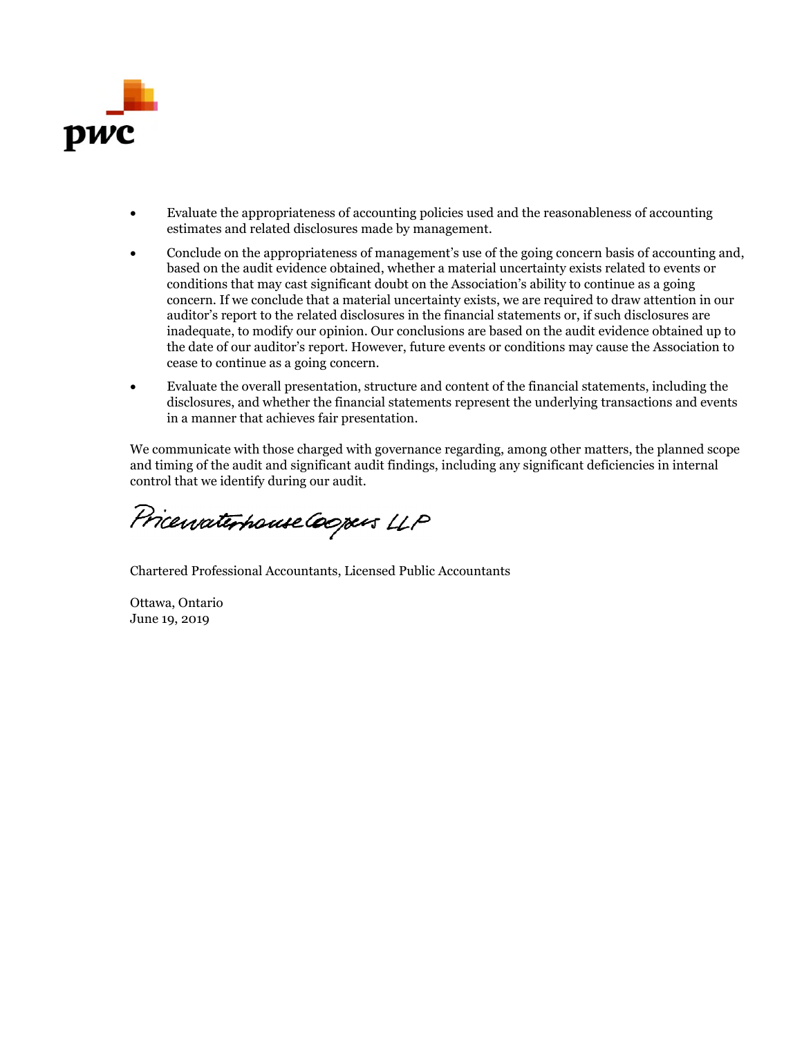- Evaluate the appropriateness of accounting policies used and the reasonableness of accounting estimates and related disclosures made by management.
- Conclude on the appropriateness of management's use of the going concern basis of accounting and, based on the audit evidence obtained, whether a material uncertainty exists related to events or conditions that may cast significant doubt on the Association's ability to continue as a going concern. If we conclude that a material uncertainty exists, we are required to draw attention in our auditor's report to the related disclosures in the financial statements or, if such disclosures are inadequate, to modify our opinion. Our conclusions are based on the audit evidence obtained up to the date of our auditor's report. However, future events or conditions may cause the Association to cease to continue as a going concern.
- Evaluate the overall presentation, structure and content of the financial statements, including the disclosures, and whether the financial statements represent the underlying transactions and events in a manner that achieves fair presentation.

We communicate with those charged with governance regarding, among other matters, the planned scope and timing of the audit and significant audit findings, including any significant deficiencies in internal control that we identify during our audit.

PricewaterhouseCoopers LLP

Chartered Professional Accountants, Licensed Public Accountants

Ottawa, Ontario
June 19, 2019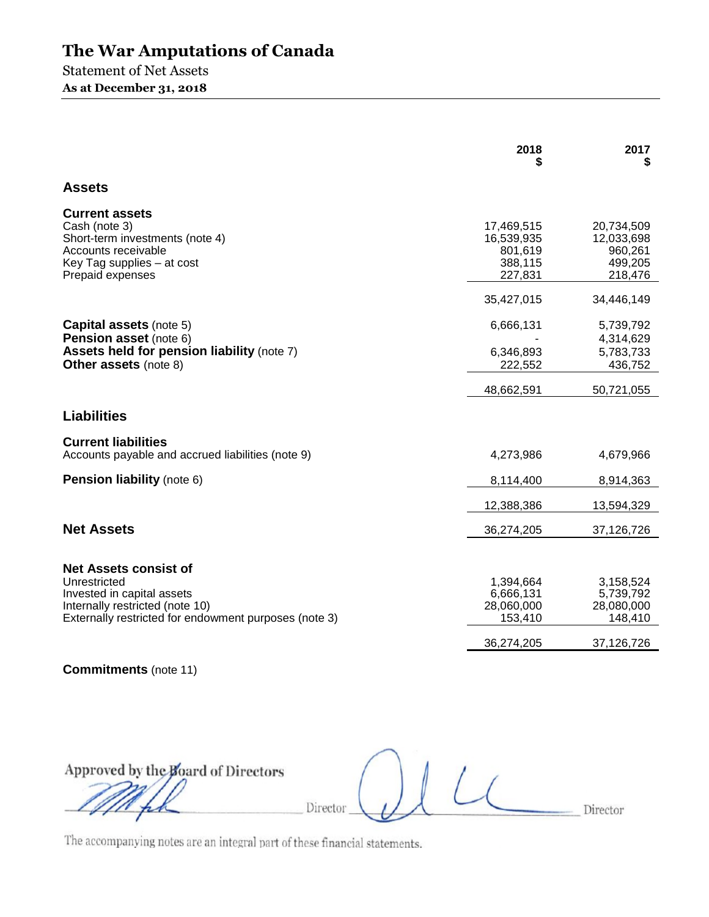# The War Amputations of Canada

Statement of Net Assets

**As at December 31, 2018**

| | 2018 $ | 2017 $ |
|---|---|---|
| **Assets** | | |
| **Current assets** | | |
| Cash (note 3) | 17,469,515 | 20,734,509 |
| Short-term investments (note 4) | 16,539,935 | 12,033,698 |
| Accounts receivable | 801,619 | 960,261 |
| Key Tag supplies – at cost | 388,115 | 499,205 |
| Prepaid expenses | 227,831 | 218,476 |
| | 35,427,015 | 34,446,149 |
| **Capital assets** (note 5) | 6,666,131 | 5,739,792 |
| **Pension asset** (note 6) | - | 4,314,629 |
| **Assets held for pension liability** (note 7) | 6,346,893 | 5,783,733 |
| **Other assets** (note 8) | 222,552 | 436,752 |
| | 48,662,591 | 50,721,055 |
| **Liabilities** | | |
| **Current liabilities** | | |
| Accounts payable and accrued liabilities (note 9) | 4,273,986 | 4,679,966 |
| **Pension liability** (note 6) | 8,114,400 | 8,914,363 |
| | 12,388,386 | 13,594,329 |
| **Net Assets** | 36,274,205 | 37,126,726 |
| **Net Assets consist of** | | |
| Unrestricted | 1,394,664 | 3,158,524 |
| Invested in capital assets | 6,666,131 | 5,739,792 |
| Internally restricted (note 10) | 28,060,000 | 28,080,000 |
| Externally restricted for endowment purposes (note 3) | 153,410 | 148,410 |
| | 36,274,205 | 37,126,726 |

**Commitments** (note 11)

Approved by the Board of Directors

_________________________ Director _________________________ Director

The accompanying notes are an integral part of these financial statements.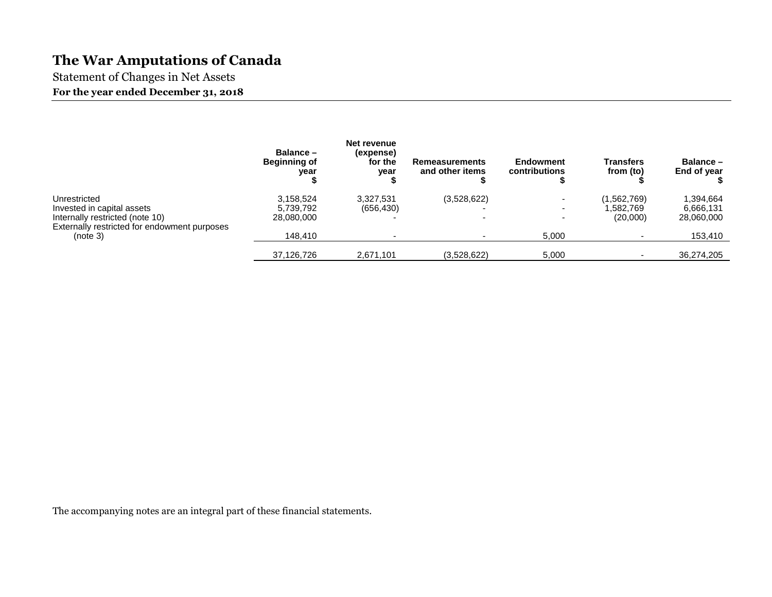# The War Amputations of Canada

Statement of Changes in Net Assets

**For the year ended December 31, 2018**

| | Balance – Beginning of year $ | Net revenue (expense) for the year $ | Remeasurements and other items $ | Endowment contributions $ | Transfers from (to) $ | Balance – End of year $ |
|---|---|---|---|---|---|---|
| Unrestricted | 3,158,524 | 3,327,531 | (3,528,622) | - | (1,562,769) | 1,394,664 |
| Invested in capital assets | 5,739,792 | (656,430) | - | - | 1,582,769 | 6,666,131 |
| Internally restricted (note 10) | 28,080,000 | - | - | - | (20,000) | 28,060,000 |
| Externally restricted for endowment purposes (note 3) | 148,410 | - | - | 5,000 | - | 153,410 |
| | 37,126,726 | 2,671,101 | (3,528,622) | 5,000 | - | 36,274,205 |

The accompanying notes are an integral part of these financial statements.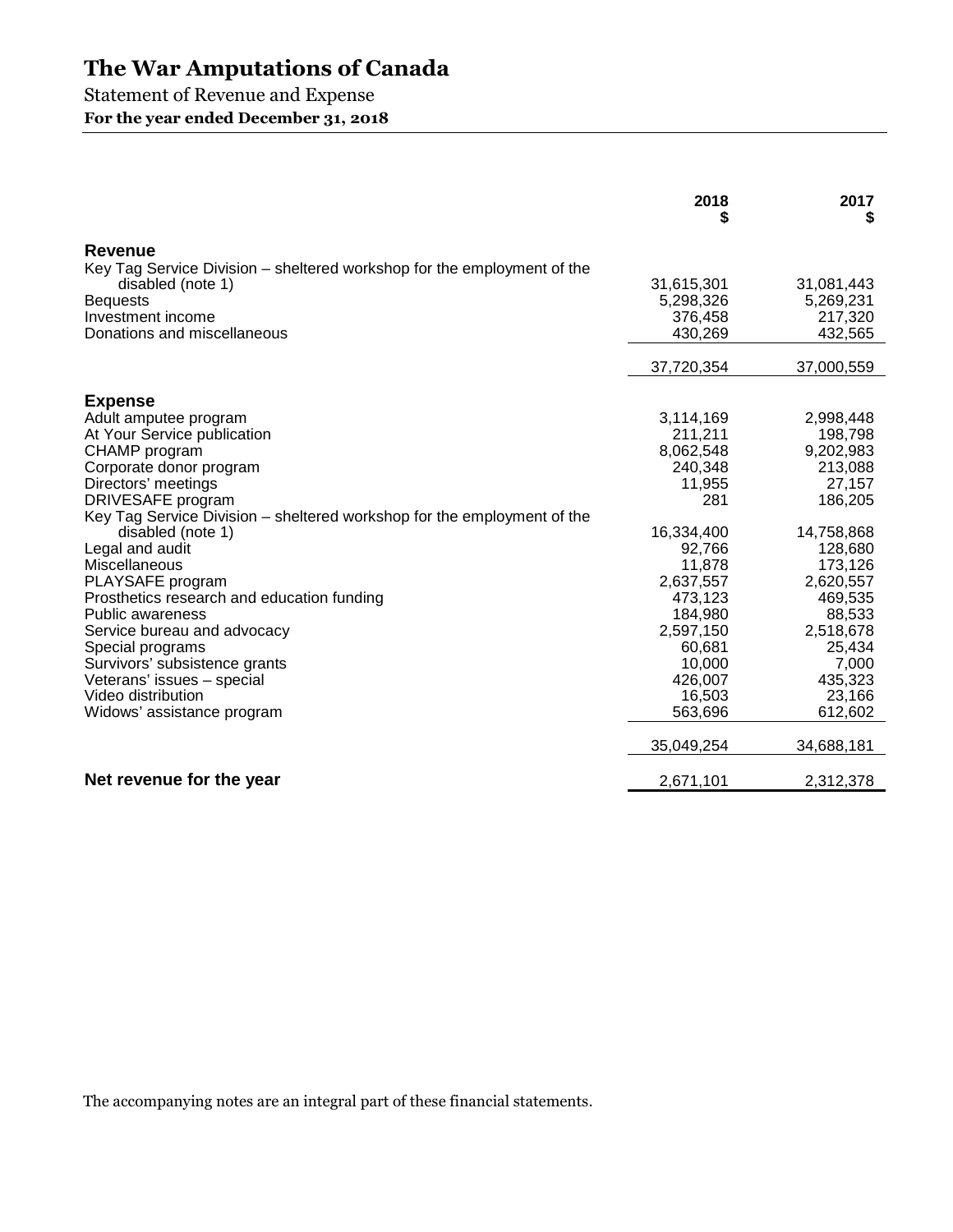# The War Amputations of Canada

Statement of Revenue and Expense

**For the year ended December 31, 2018**

| | 2018 $ | 2017 $ |
|---|---|---|
| **Revenue** | | |
| Key Tag Service Division – sheltered workshop for the employment of the disabled (note 1) | 31,615,301 | 31,081,443 |
| Bequests | 5,298,326 | 5,269,231 |
| Investment income | 376,458 | 217,320 |
| Donations and miscellaneous | 430,269 | 432,565 |
| | 37,720,354 | 37,000,559 |
| **Expense** | | |
| Adult amputee program | 3,114,169 | 2,998,448 |
| At Your Service publication | 211,211 | 198,798 |
| CHAMP program | 8,062,548 | 9,202,983 |
| Corporate donor program | 240,348 | 213,088 |
| Directors' meetings | 11,955 | 27,157 |
| DRIVESAFE program | 281 | 186,205 |
| Key Tag Service Division – sheltered workshop for the employment of the disabled (note 1) | 16,334,400 | 14,758,868 |
| Legal and audit | 92,766 | 128,680 |
| Miscellaneous | 11,878 | 173,126 |
| PLAYSAFE program | 2,637,557 | 2,620,557 |
| Prosthetics research and education funding | 473,123 | 469,535 |
| Public awareness | 184,980 | 88,533 |
| Service bureau and advocacy | 2,597,150 | 2,518,678 |
| Special programs | 60,681 | 25,434 |
| Survivors' subsistence grants | 10,000 | 7,000 |
| Veterans' issues – special | 426,007 | 435,323 |
| Video distribution | 16,503 | 23,166 |
| Widows' assistance program | 563,696 | 612,602 |
| | 35,049,254 | 34,688,181 |
| **Net revenue for the year** | 2,671,101 | 2,312,378 |

The accompanying notes are an integral part of these financial statements.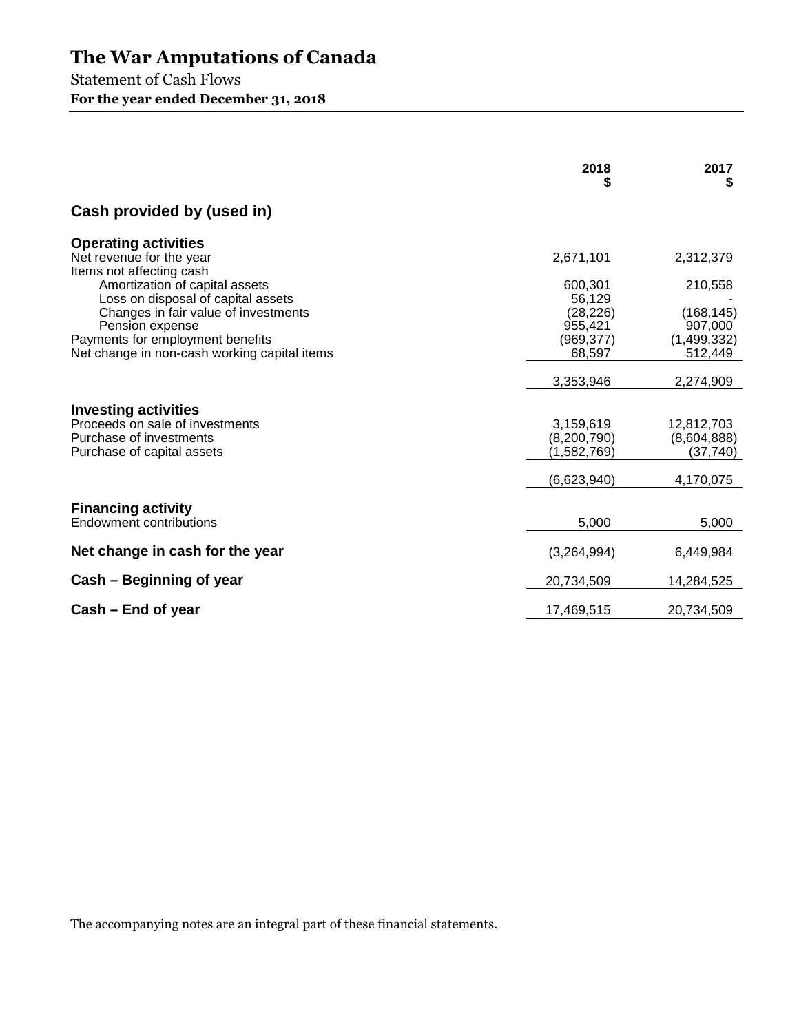# The War Amputations of Canada

Statement of Cash Flows

**For the year ended December 31, 2018**

| | 2018 $ | 2017 $ |
|---|---|---|
| **Cash provided by (used in)** | | |
| **Operating activities** | | |
| Net revenue for the year | 2,671,101 | 2,312,379 |
| Items not affecting cash | | |
| Amortization of capital assets | 600,301 | 210,558 |
| Loss on disposal of capital assets | 56,129 | - |
| Changes in fair value of investments | (28,226) | (168,145) |
| Pension expense | 955,421 | 907,000 |
| Payments for employment benefits | (969,377) | (1,499,332) |
| Net change in non-cash working capital items | 68,597 | 512,449 |
| | 3,353,946 | 2,274,909 |
| **Investing activities** | | |
| Proceeds on sale of investments | 3,159,619 | 12,812,703 |
| Purchase of investments | (8,200,790) | (8,604,888) |
| Purchase of capital assets | (1,582,769) | (37,740) |
| | (6,623,940) | 4,170,075 |
| **Financing activity** | | |
| Endowment contributions | 5,000 | 5,000 |
| **Net change in cash for the year** | (3,264,994) | 6,449,984 |
| **Cash – Beginning of year** | 20,734,509 | 14,284,525 |
| **Cash – End of year** | 17,469,515 | 20,734,509 |

The accompanying notes are an integral part of these financial statements.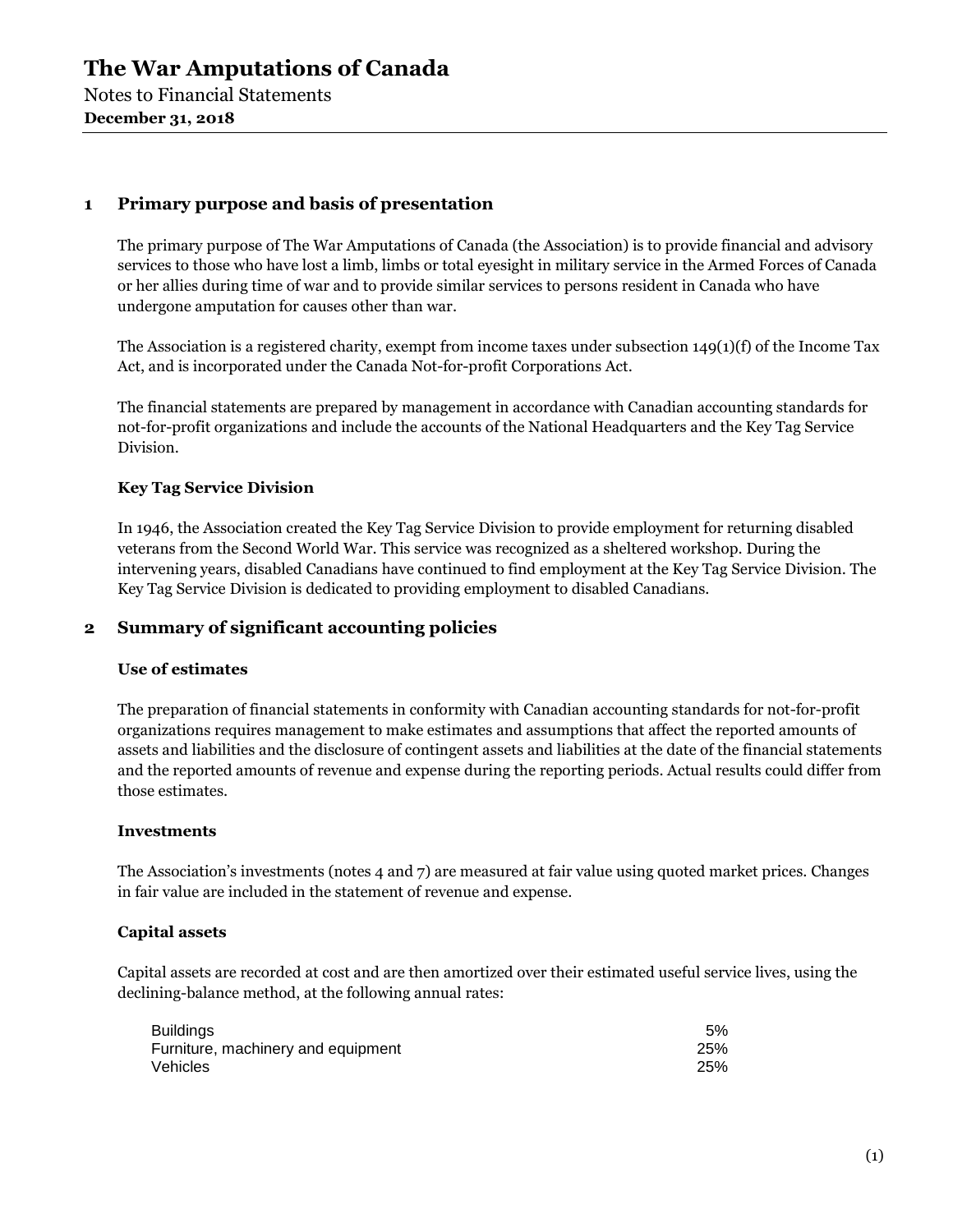# The War Amputations of Canada

Notes to Financial Statements
**December 31, 2018**

## 1 Primary purpose and basis of presentation

The primary purpose of The War Amputations of Canada (the Association) is to provide financial and advisory services to those who have lost a limb, limbs or total eyesight in military service in the Armed Forces of Canada or her allies during time of war and to provide similar services to persons resident in Canada who have undergone amputation for causes other than war.

The Association is a registered charity, exempt from income taxes under subsection 149(1)(f) of the Income Tax Act, and is incorporated under the Canada Not-for-profit Corporations Act.

The financial statements are prepared by management in accordance with Canadian accounting standards for not-for-profit organizations and include the accounts of the National Headquarters and the Key Tag Service Division.

### Key Tag Service Division

In 1946, the Association created the Key Tag Service Division to provide employment for returning disabled veterans from the Second World War. This service was recognized as a sheltered workshop. During the intervening years, disabled Canadians have continued to find employment at the Key Tag Service Division. The Key Tag Service Division is dedicated to providing employment to disabled Canadians.

## 2 Summary of significant accounting policies

### Use of estimates

The preparation of financial statements in conformity with Canadian accounting standards for not-for-profit organizations requires management to make estimates and assumptions that affect the reported amounts of assets and liabilities and the disclosure of contingent assets and liabilities at the date of the financial statements and the reported amounts of revenue and expense during the reporting periods. Actual results could differ from those estimates.

### Investments

The Association's investments (notes 4 and 7) are measured at fair value using quoted market prices. Changes in fair value are included in the statement of revenue and expense.

### Capital assets

Capital assets are recorded at cost and are then amortized over their estimated useful service lives, using the declining-balance method, at the following annual rates:

| | |
|---|---|
| Buildings | 5% |
| Furniture, machinery and equipment | 25% |
| Vehicles | 25% |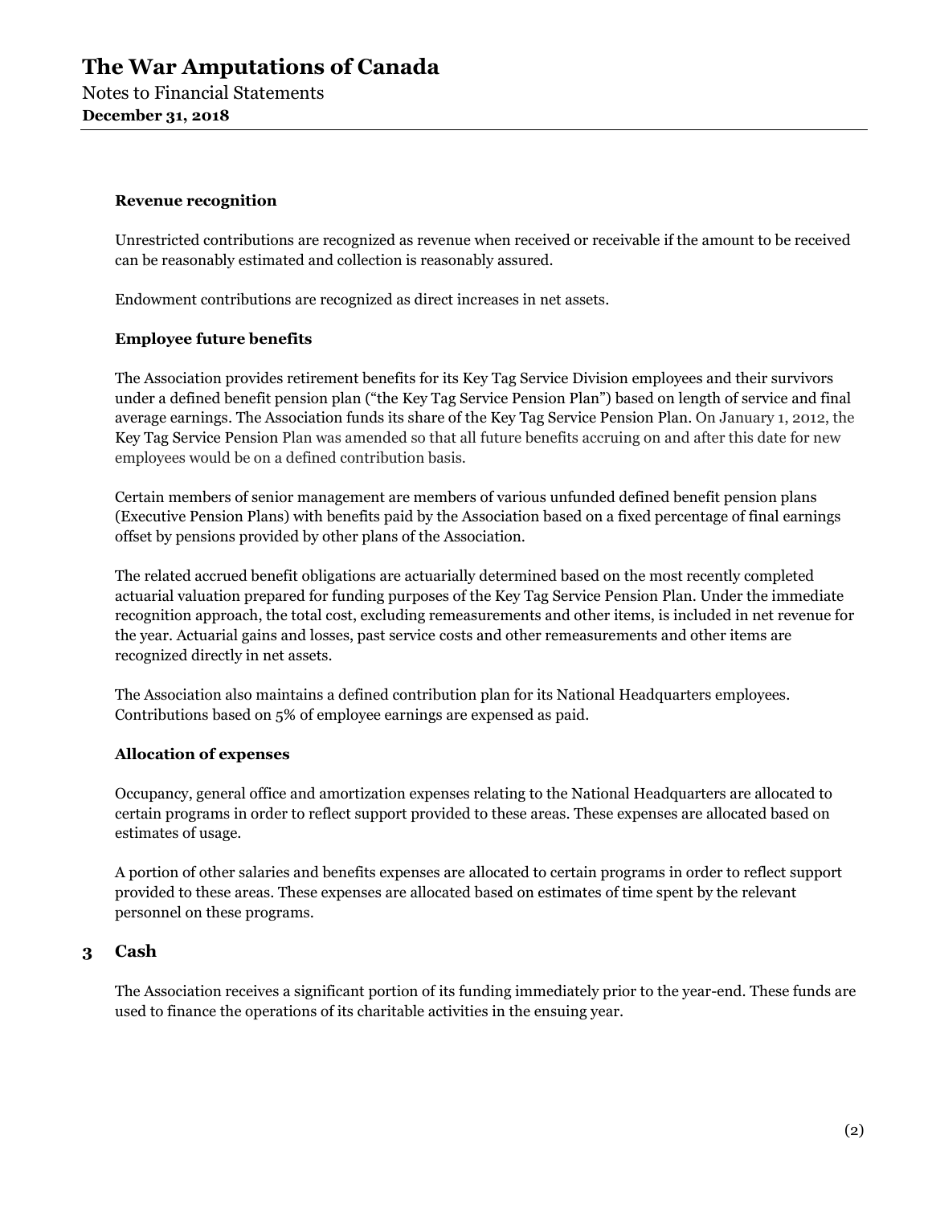### Revenue recognition

Unrestricted contributions are recognized as revenue when received or receivable if the amount to be received can be reasonably estimated and collection is reasonably assured.

Endowment contributions are recognized as direct increases in net assets.

### Employee future benefits

The Association provides retirement benefits for its Key Tag Service Division employees and their survivors under a defined benefit pension plan ("the Key Tag Service Pension Plan") based on length of service and final average earnings. The Association funds its share of the Key Tag Service Pension Plan. On January 1, 2012, the Key Tag Service Pension Plan was amended so that all future benefits accruing on and after this date for new employees would be on a defined contribution basis.

Certain members of senior management are members of various unfunded defined benefit pension plans (Executive Pension Plans) with benefits paid by the Association based on a fixed percentage of final earnings offset by pensions provided by other plans of the Association.

The related accrued benefit obligations are actuarially determined based on the most recently completed actuarial valuation prepared for funding purposes of the Key Tag Service Pension Plan. Under the immediate recognition approach, the total cost, excluding remeasurements and other items, is included in net revenue for the year. Actuarial gains and losses, past service costs and other remeasurements and other items are recognized directly in net assets.

The Association also maintains a defined contribution plan for its National Headquarters employees. Contributions based on 5% of employee earnings are expensed as paid.

### Allocation of expenses

Occupancy, general office and amortization expenses relating to the National Headquarters are allocated to certain programs in order to reflect support provided to these areas. These expenses are allocated based on estimates of usage.

A portion of other salaries and benefits expenses are allocated to certain programs in order to reflect support provided to these areas. These expenses are allocated based on estimates of time spent by the relevant personnel on these programs.

## 3 Cash

The Association receives a significant portion of its funding immediately prior to the year-end. These funds are used to finance the operations of its charitable activities in the ensuing year.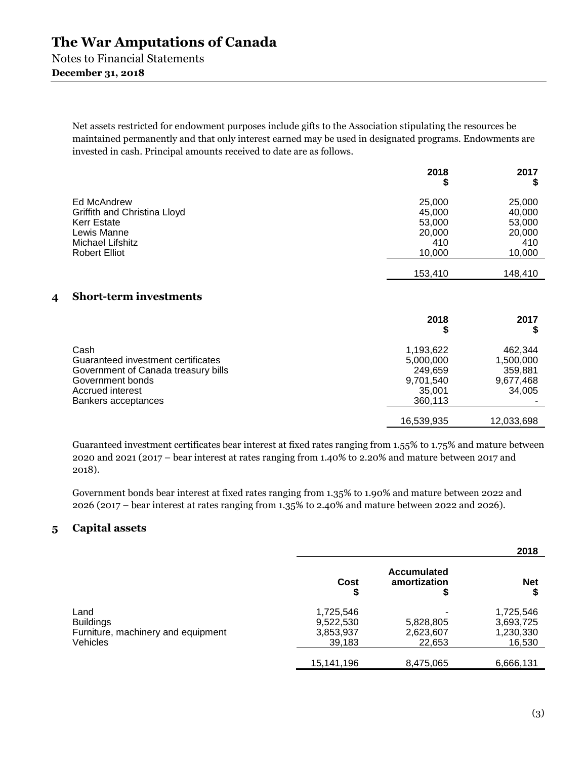Net assets restricted for endowment purposes include gifts to the Association stipulating the resources be maintained permanently and that only interest earned may be used in designated programs. Endowments are invested in cash. Principal amounts received to date are as follows.

| | 2018 $ | 2017 $ |
|---|---|---|
| Ed McAndrew | 25,000 | 25,000 |
| Griffith and Christina Lloyd | 45,000 | 40,000 |
| Kerr Estate | 53,000 | 53,000 |
| Lewis Manne | 20,000 | 20,000 |
| Michael Lifshitz | 410 | 410 |
| Robert Elliot | 10,000 | 10,000 |
| | 153,410 | 148,410 |

## 4 Short-term investments

| | 2018 $ | 2017 $ |
|---|---|---|
| Cash | 1,193,622 | 462,344 |
| Guaranteed investment certificates | 5,000,000 | 1,500,000 |
| Government of Canada treasury bills | 249,659 | 359,881 |
| Government bonds | 9,701,540 | 9,677,468 |
| Accrued interest | 35,001 | 34,005 |
| Bankers acceptances | 360,113 | - |
| | 16,539,935 | 12,033,698 |

Guaranteed investment certificates bear interest at fixed rates ranging from 1.55% to 1.75% and mature between 2020 and 2021 (2017 – bear interest at rates ranging from 1.40% to 2.20% and mature between 2017 and 2018).

Government bonds bear interest at fixed rates ranging from 1.35% to 1.90% and mature between 2022 and 2026 (2017 – bear interest at rates ranging from 1.35% to 2.40% and mature between 2022 and 2026).

## 5 Capital assets

| | | | 2018 |
|---|---|---|---|
| | Cost $ | Accumulated amortization $ | Net $ |
| Land | 1,725,546 | - | 1,725,546 |
| Buildings | 9,522,530 | 5,828,805 | 3,693,725 |
| Furniture, machinery and equipment | 3,853,937 | 2,623,607 | 1,230,330 |
| Vehicles | 39,183 | 22,653 | 16,530 |
| | 15,141,196 | 8,475,065 | 6,666,131 |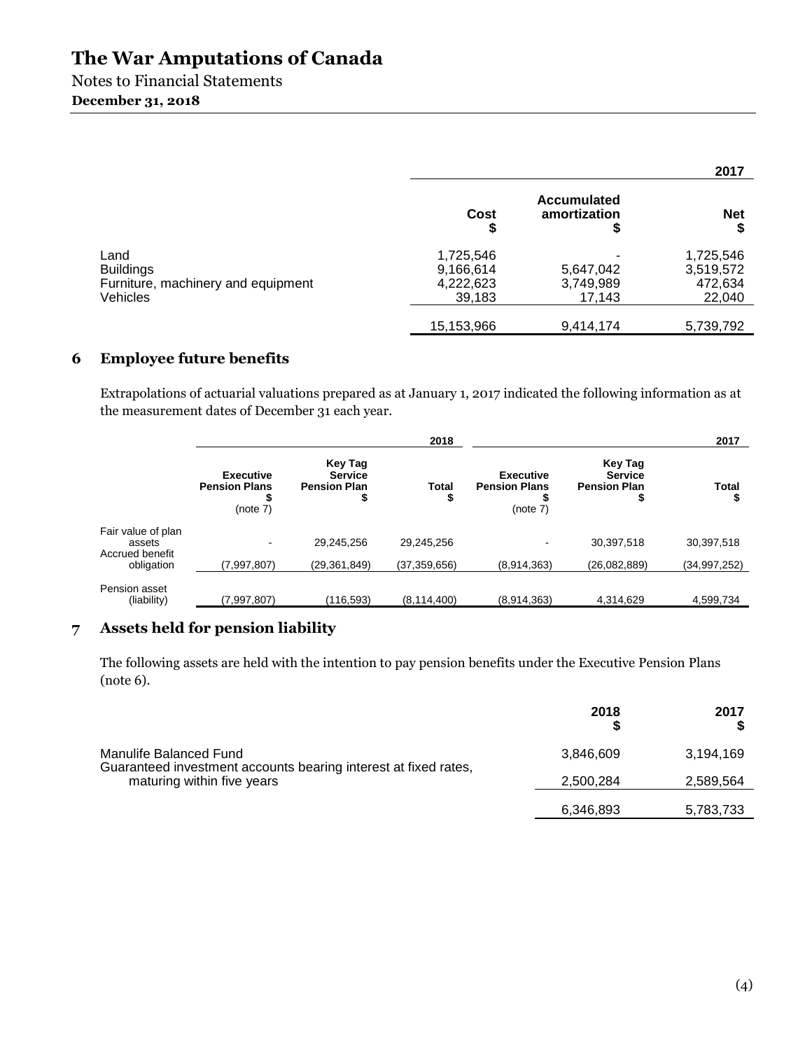|  | 2017 | | |
|---|---|---|---|
|  | Cost<br>$ | Accumulated amortization<br>$ | Net<br>$ |
| Land | 1,725,546 | - | 1,725,546 |
| Buildings | 9,166,614 | 5,647,042 | 3,519,572 |
| Furniture, machinery and equipment | 4,222,623 | 3,749,989 | 472,634 |
| Vehicles | 39,183 | 17,143 | 22,040 |
|  | 15,153,966 | 9,414,174 | 5,739,792 |

## 6 Employee future benefits

Extrapolations of actuarial valuations prepared as at January 1, 2017 indicated the following information as at the measurement dates of December 31 each year.

|  | 2018 | | | 2017 | | |
|---|---|---|---|---|---|---|
|  | Executive Pension Plans<br>$<br>(note 7) | Key Tag Service Pension Plan<br>$ | Total<br>$ | Executive Pension Plans<br>$<br>(note 7) | Key Tag Service Pension Plan<br>$ | Total<br>$ |
| Fair value of plan assets | - | 29,245,256 | 29,245,256 | - | 30,397,518 | 30,397,518 |
| Accrued benefit obligation | (7,997,807) | (29,361,849) | (37,359,656) | (8,914,363) | (26,082,889) | (34,997,252) |
| Pension asset (liability) | (7,997,807) | (116,593) | (8,114,400) | (8,914,363) | 4,314,629 | 4,599,734 |

## 7 Assets held for pension liability

The following assets are held with the intention to pay pension benefits under the Executive Pension Plans (note 6).

|  | 2018<br>$ | 2017<br>$ |
|---|---|---|
| Manulife Balanced Fund | 3,846,609 | 3,194,169 |
| Guaranteed investment accounts bearing interest at fixed rates, maturing within five years | 2,500,284 | 2,589,564 |
|  | 6,346,893 | 5,783,733 |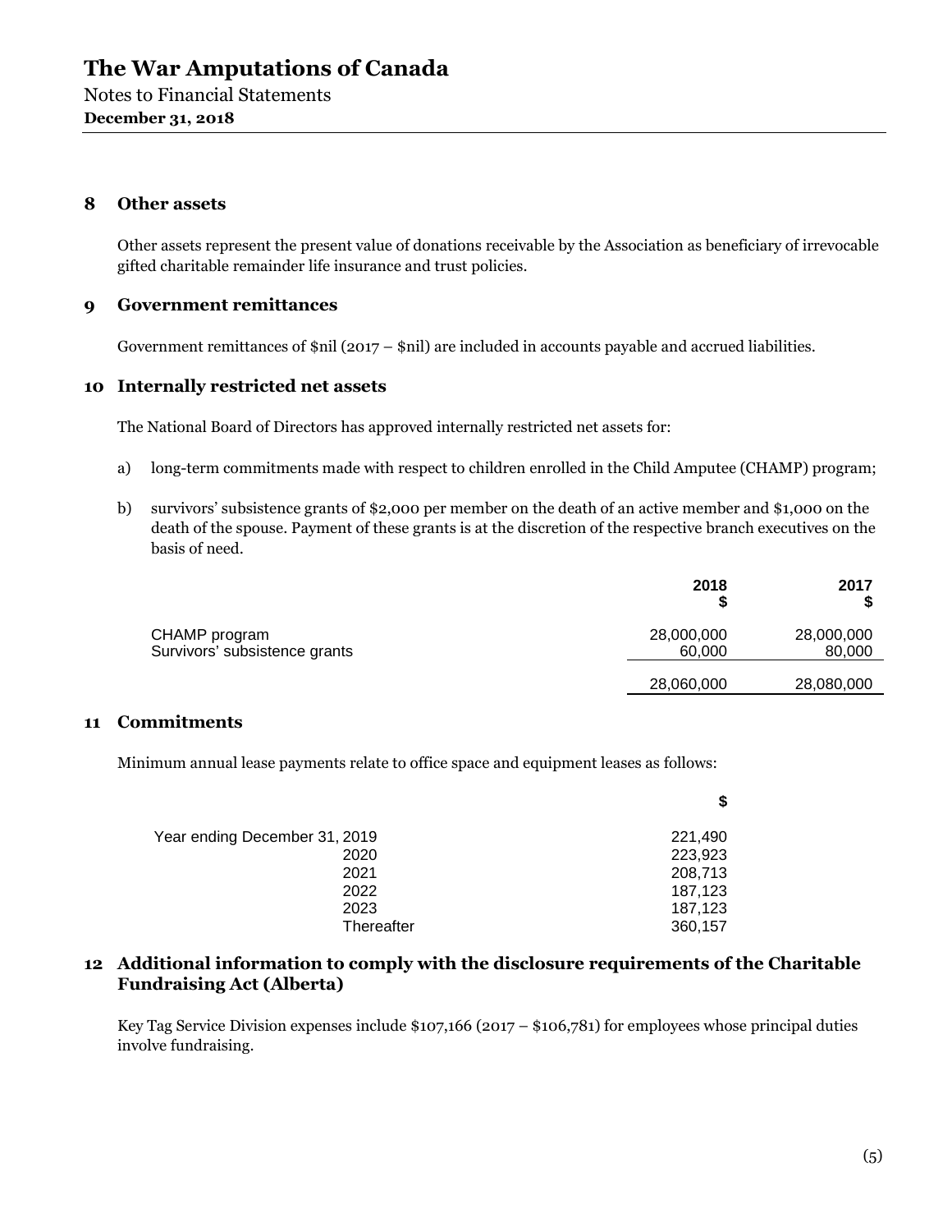# The War Amputations of Canada

Notes to Financial Statements

**December 31, 2018**

## 8 Other assets

Other assets represent the present value of donations receivable by the Association as beneficiary of irrevocable gifted charitable remainder life insurance and trust policies.

## 9 Government remittances

Government remittances of $nil (2017 – $nil) are included in accounts payable and accrued liabilities.

## 10 Internally restricted net assets

The National Board of Directors has approved internally restricted net assets for:

a) long-term commitments made with respect to children enrolled in the Child Amputee (CHAMP) program;

b) survivors' subsistence grants of $2,000 per member on the death of an active member and $1,000 on the death of the spouse. Payment of these grants is at the discretion of the respective branch executives on the basis of need.

| | 2018 $ | 2017 $ |
|---|---|---|
| CHAMP program | 28,000,000 | 28,000,000 |
| Survivors' subsistence grants | 60,000 | 80,000 |
| | 28,060,000 | 28,080,000 |

## 11 Commitments

Minimum annual lease payments relate to office space and equipment leases as follows:

| | $ |
|---|---|
| Year ending December 31, 2019 | 221,490 |
| 2020 | 223,923 |
| 2021 | 208,713 |
| 2022 | 187,123 |
| 2023 | 187,123 |
| Thereafter | 360,157 |

## 12 Additional information to comply with the disclosure requirements of the Charitable Fundraising Act (Alberta)

Key Tag Service Division expenses include $107,166 (2017 – $106,781) for employees whose principal duties involve fundraising.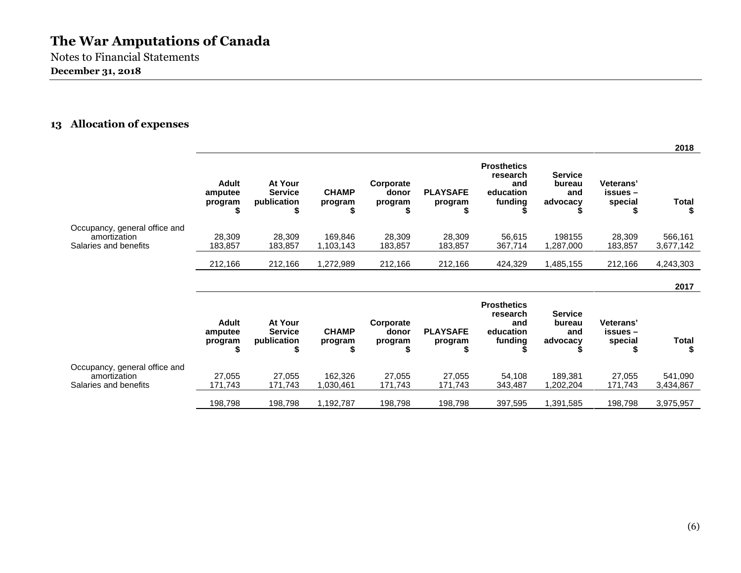## 13 Allocation of expenses

**2018**

| | Adult amputee program $ | At Your Service publication $ | CHAMP program $ | Corporate donor program $ | PLAYSAFE program $ | Prosthetics research and education funding $ | Service bureau and advocacy $ | Veterans' issues – special $ | Total $ |
|---|---|---|---|---|---|---|---|---|---|
| Occupancy, general office and amortization | 28,309 | 28,309 | 169,846 | 28,309 | 28,309 | 56,615 | 198155 | 28,309 | 566,161 |
| Salaries and benefits | 183,857 | 183,857 | 1,103,143 | 183,857 | 183,857 | 367,714 | 1,287,000 | 183,857 | 3,677,142 |
| | 212,166 | 212,166 | 1,272,989 | 212,166 | 212,166 | 424,329 | 1,485,155 | 212,166 | 4,243,303 |

**2017**

| | Adult amputee program $ | At Your Service publication $ | CHAMP program $ | Corporate donor program $ | PLAYSAFE program $ | Prosthetics research and education funding $ | Service bureau and advocacy $ | Veterans' issues – special $ | Total $ |
|---|---|---|---|---|---|---|---|---|---|
| Occupancy, general office and amortization | 27,055 | 27,055 | 162,326 | 27,055 | 27,055 | 54,108 | 189,381 | 27,055 | 541,090 |
| Salaries and benefits | 171,743 | 171,743 | 1,030,461 | 171,743 | 171,743 | 343,487 | 1,202,204 | 171,743 | 3,434,867 |
| | 198,798 | 198,798 | 1,192,787 | 198,798 | 198,798 | 397,595 | 1,391,585 | 198,798 | 3,975,957 |